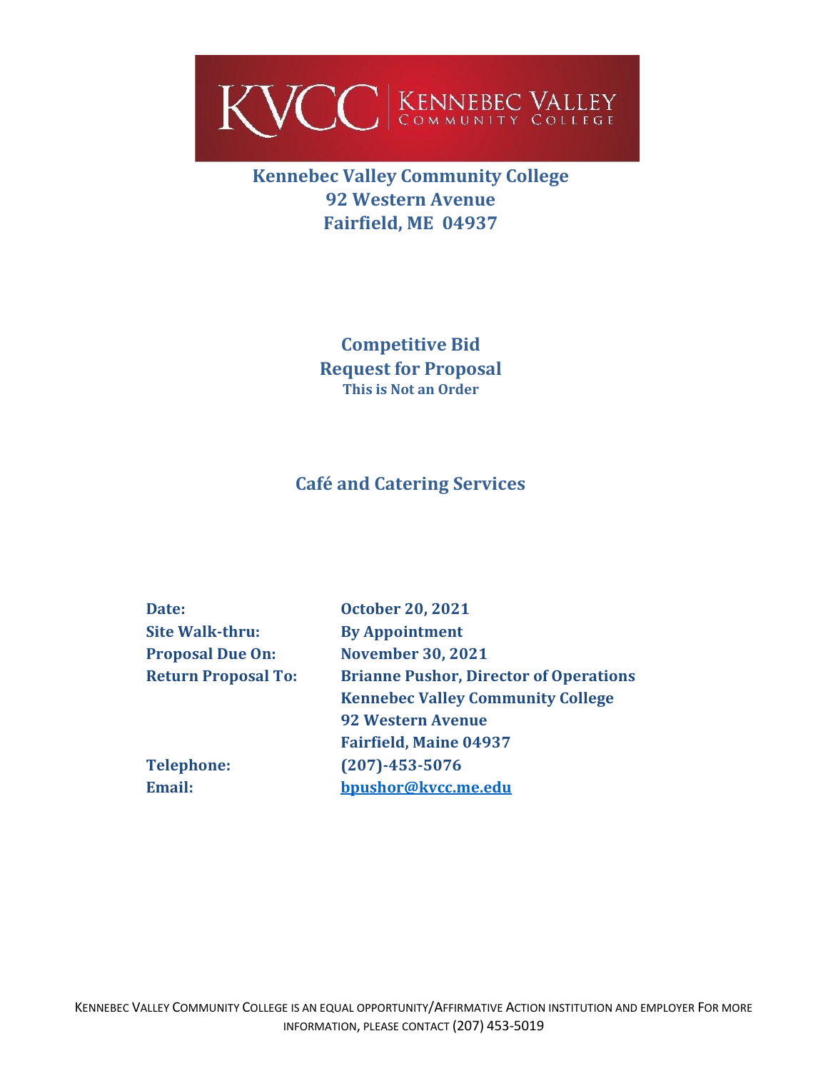KVCC | KENNEBEC VALLEY COMMUNITY COLLEGE

# Kennebec Valley Community College
# 92 Western Avenue
# Fairfield, ME 04937

## Competitive Bid
## Request for Proposal
**This is Not an Order**

## Café and Catering Services

| | |
|---|---|
| **Date:** | **October 20, 2021** |
| **Site Walk-thru:** | **By Appointment** |
| **Proposal Due On:** | **November 30, 2021** |
| **Return Proposal To:** | **Brianne Pushor, Director of Operations** |
| | **Kennebec Valley Community College** |
| | **92 Western Avenue** |
| | **Fairfield, Maine 04937** |
| **Telephone:** | **(207)-453-5076** |
| **Email:** | **bpushor@kvcc.me.edu** |

KENNEBEC VALLEY COMMUNITY COLLEGE IS AN EQUAL OPPORTUNITY/AFFIRMATIVE ACTION INSTITUTION AND EMPLOYER FOR MORE INFORMATION, PLEASE CONTACT (207) 453-5019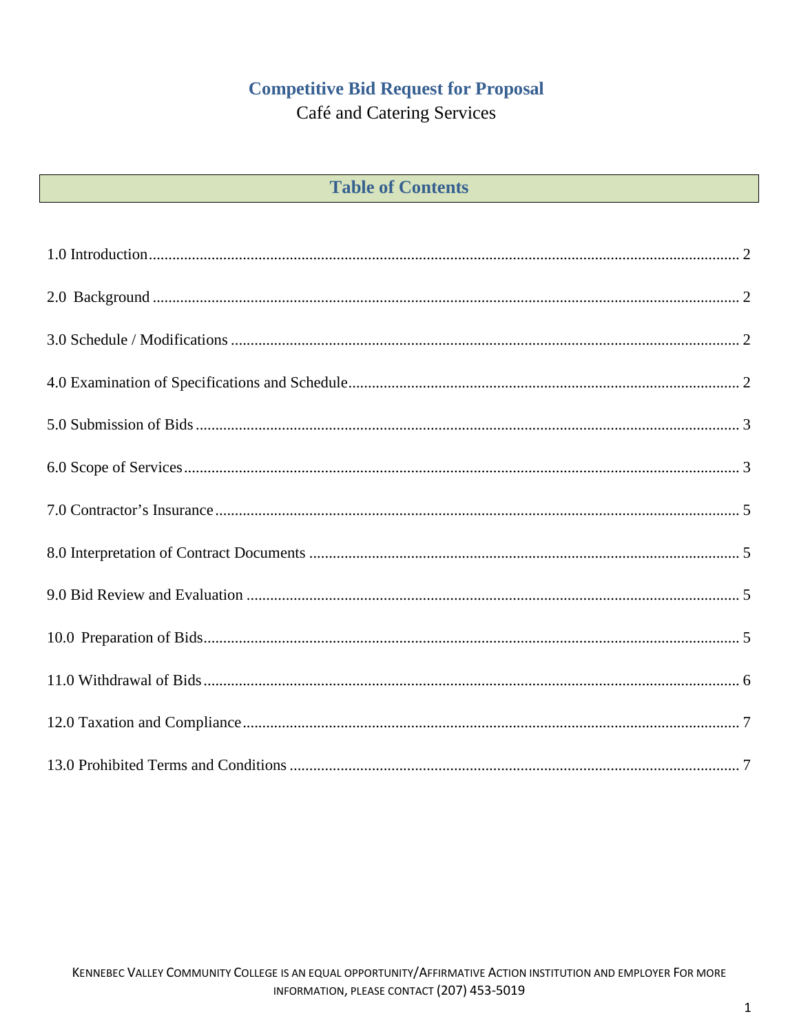# Competitive Bid Request for Proposal

Café and Catering Services

## Table of Contents

1.0 Introduction .......... 2

2.0 Background .......... 2

3.0 Schedule / Modifications .......... 2

4.0 Examination of Specifications and Schedule .......... 2

5.0 Submission of Bids .......... 3

6.0 Scope of Services .......... 3

7.0 Contractor's Insurance .......... 5

8.0 Interpretation of Contract Documents .......... 5

9.0 Bid Review and Evaluation .......... 5

10.0 Preparation of Bids .......... 5

11.0 Withdrawal of Bids .......... 6

12.0 Taxation and Compliance .......... 7

13.0 Prohibited Terms and Conditions .......... 7

KENNEBEC VALLEY COMMUNITY COLLEGE IS AN EQUAL OPPORTUNITY/AFFIRMATIVE ACTION INSTITUTION AND EMPLOYER FOR MORE INFORMATION, PLEASE CONTACT (207) 453-5019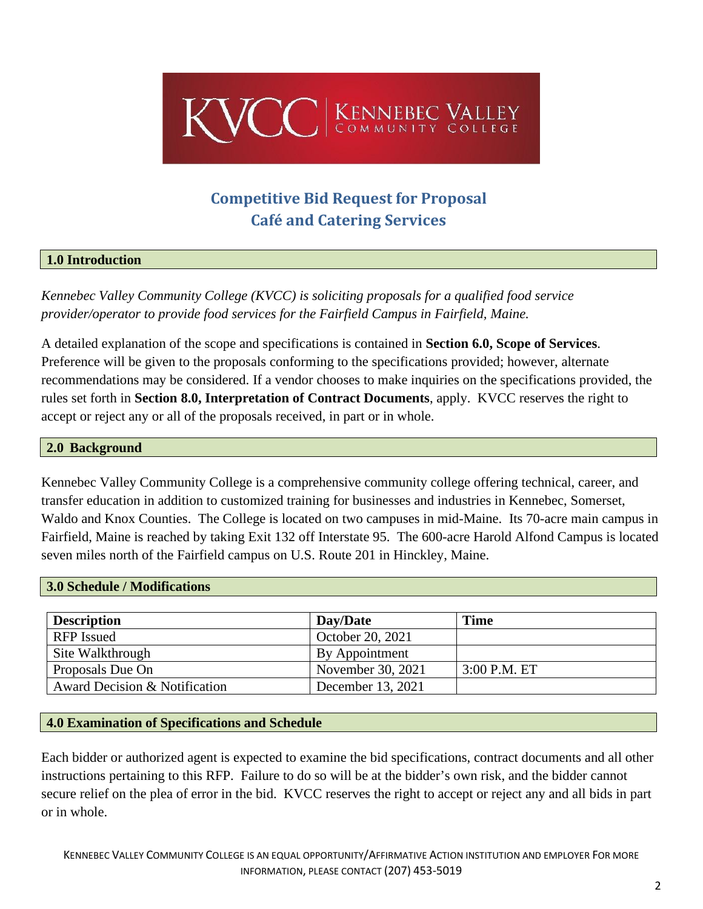# Competitive Bid Request for Proposal
# Café and Catering Services

## 1.0 Introduction

*Kennebec Valley Community College (KVCC) is soliciting proposals for a qualified food service provider/operator to provide food services for the Fairfield Campus in Fairfield, Maine.*

A detailed explanation of the scope and specifications is contained in **Section 6.0, Scope of Services**. Preference will be given to the proposals conforming to the specifications provided; however, alternate recommendations may be considered. If a vendor chooses to make inquiries on the specifications provided, the rules set forth in **Section 8.0, Interpretation of Contract Documents**, apply. KVCC reserves the right to accept or reject any or all of the proposals received, in part or in whole.

## 2.0 Background

Kennebec Valley Community College is a comprehensive community college offering technical, career, and transfer education in addition to customized training for businesses and industries in Kennebec, Somerset, Waldo and Knox Counties. The College is located on two campuses in mid-Maine. Its 70-acre main campus in Fairfield, Maine is reached by taking Exit 132 off Interstate 95. The 600-acre Harold Alfond Campus is located seven miles north of the Fairfield campus on U.S. Route 201 in Hinckley, Maine.

## 3.0 Schedule / Modifications

| Description | Day/Date | Time |
|---|---|---|
| RFP Issued | October 20, 2021 | |
| Site Walkthrough | By Appointment | |
| Proposals Due On | November 30, 2021 | 3:00 P.M. ET |
| Award Decision & Notification | December 13, 2021 | |

## 4.0 Examination of Specifications and Schedule

Each bidder or authorized agent is expected to examine the bid specifications, contract documents and all other instructions pertaining to this RFP. Failure to do so will be at the bidder's own risk, and the bidder cannot secure relief on the plea of error in the bid. KVCC reserves the right to accept or reject any and all bids in part or in whole.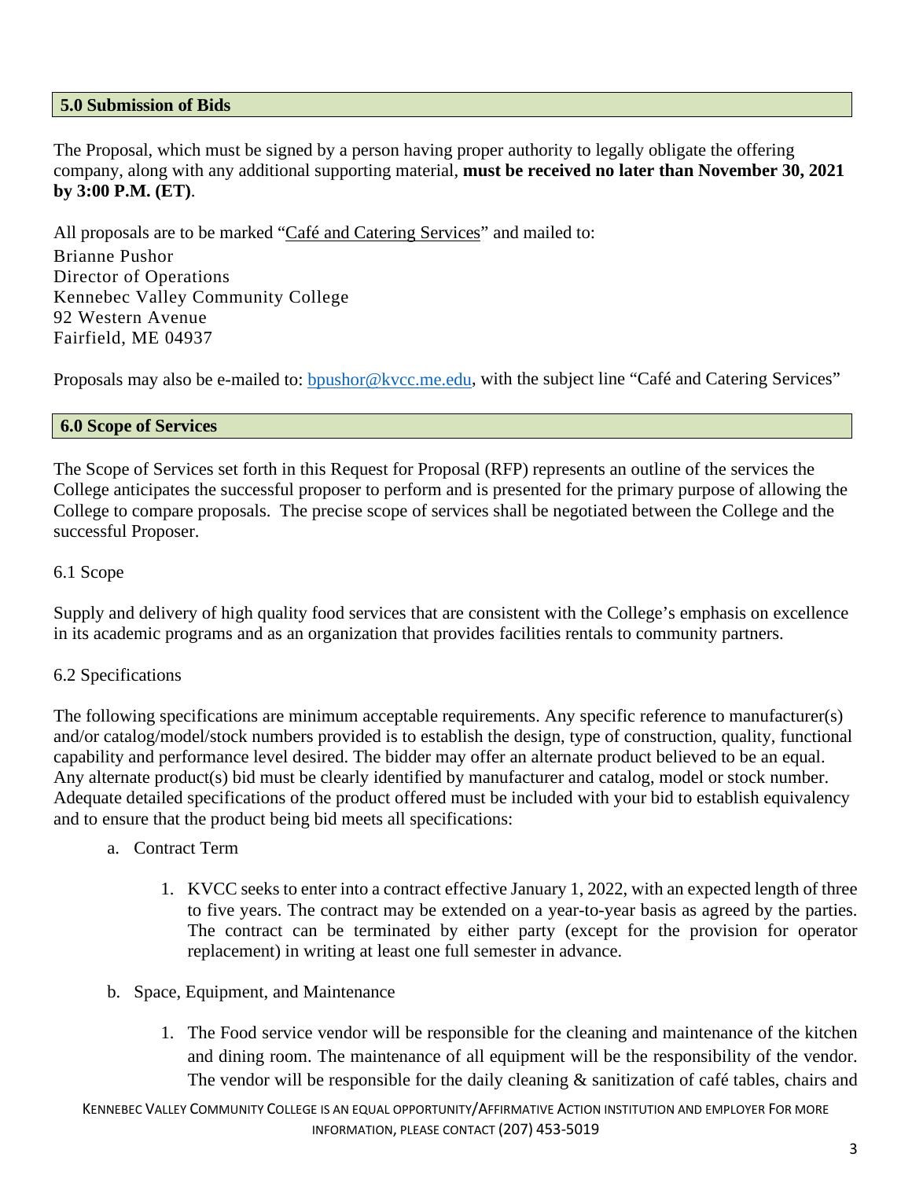## 5.0 Submission of Bids

The Proposal, which must be signed by a person having proper authority to legally obligate the offering company, along with any additional supporting material, **must be received no later than November 30, 2021 by 3:00 P.M. (ET)**.

All proposals are to be marked "Café and Catering Services" and mailed to:
Brianne Pushor
Director of Operations
Kennebec Valley Community College
92 Western Avenue
Fairfield, ME 04937

Proposals may also be e-mailed to: bpushor@kvcc.me.edu, with the subject line "Café and Catering Services"

## 6.0 Scope of Services

The Scope of Services set forth in this Request for Proposal (RFP) represents an outline of the services the College anticipates the successful proposer to perform and is presented for the primary purpose of allowing the College to compare proposals. The precise scope of services shall be negotiated between the College and the successful Proposer.

6.1 Scope

Supply and delivery of high quality food services that are consistent with the College's emphasis on excellence in its academic programs and as an organization that provides facilities rentals to community partners.

6.2 Specifications

The following specifications are minimum acceptable requirements. Any specific reference to manufacturer(s) and/or catalog/model/stock numbers provided is to establish the design, type of construction, quality, functional capability and performance level desired. The bidder may offer an alternate product believed to be an equal. Any alternate product(s) bid must be clearly identified by manufacturer and catalog, model or stock number. Adequate detailed specifications of the product offered must be included with your bid to establish equivalency and to ensure that the product being bid meets all specifications:

a. Contract Term

   1. KVCC seeks to enter into a contract effective January 1, 2022, with an expected length of three to five years. The contract may be extended on a year-to-year basis as agreed by the parties. The contract can be terminated by either party (except for the provision for operator replacement) in writing at least one full semester in advance.

b. Space, Equipment, and Maintenance

   1. The Food service vendor will be responsible for the cleaning and maintenance of the kitchen and dining room. The maintenance of all equipment will be the responsibility of the vendor. The vendor will be responsible for the daily cleaning & sanitization of café tables, chairs and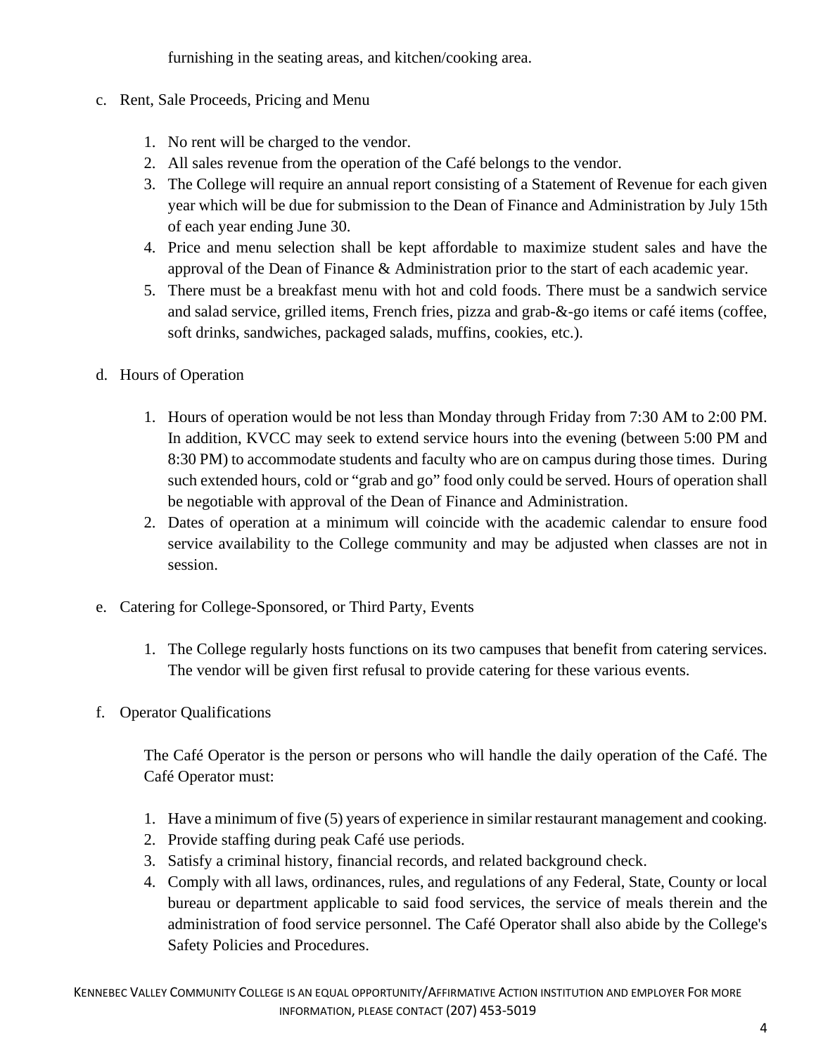furnishing in the seating areas, and kitchen/cooking area.

c. Rent, Sale Proceeds, Pricing and Menu

1. No rent will be charged to the vendor.
2. All sales revenue from the operation of the Café belongs to the vendor.
3. The College will require an annual report consisting of a Statement of Revenue for each given year which will be due for submission to the Dean of Finance and Administration by July 15th of each year ending June 30.
4. Price and menu selection shall be kept affordable to maximize student sales and have the approval of the Dean of Finance & Administration prior to the start of each academic year.
5. There must be a breakfast menu with hot and cold foods. There must be a sandwich service and salad service, grilled items, French fries, pizza and grab-&-go items or café items (coffee, soft drinks, sandwiches, packaged salads, muffins, cookies, etc.).

d. Hours of Operation

1. Hours of operation would be not less than Monday through Friday from 7:30 AM to 2:00 PM. In addition, KVCC may seek to extend service hours into the evening (between 5:00 PM and 8:30 PM) to accommodate students and faculty who are on campus during those times. During such extended hours, cold or "grab and go" food only could be served. Hours of operation shall be negotiable with approval of the Dean of Finance and Administration.
2. Dates of operation at a minimum will coincide with the academic calendar to ensure food service availability to the College community and may be adjusted when classes are not in session.

e. Catering for College-Sponsored, or Third Party, Events

1. The College regularly hosts functions on its two campuses that benefit from catering services. The vendor will be given first refusal to provide catering for these various events.

f. Operator Qualifications

The Café Operator is the person or persons who will handle the daily operation of the Café. The Café Operator must:

1. Have a minimum of five (5) years of experience in similar restaurant management and cooking.
2. Provide staffing during peak Café use periods.
3. Satisfy a criminal history, financial records, and related background check.
4. Comply with all laws, ordinances, rules, and regulations of any Federal, State, County or local bureau or department applicable to said food services, the service of meals therein and the administration of food service personnel. The Café Operator shall also abide by the College's Safety Policies and Procedures.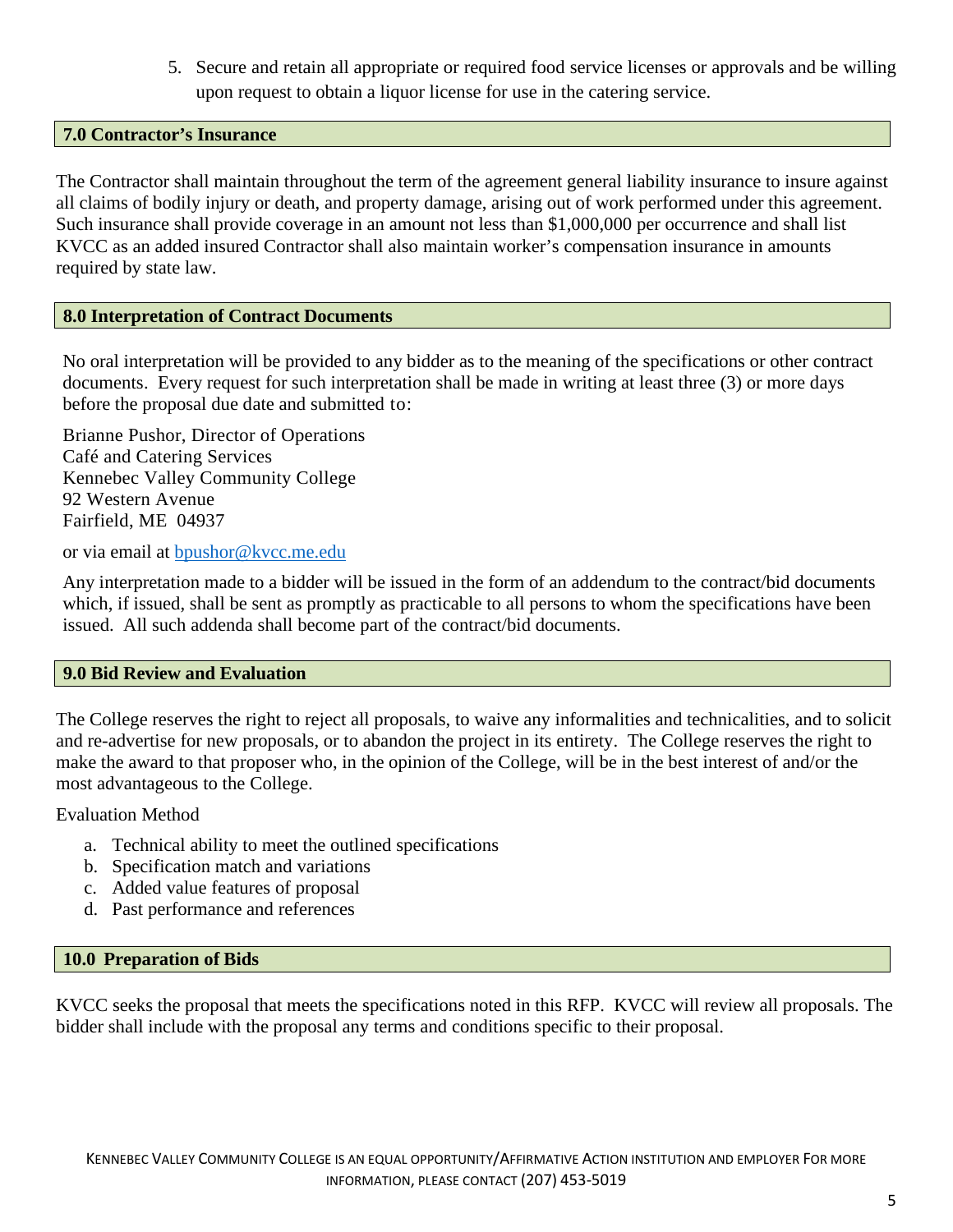5. Secure and retain all appropriate or required food service licenses or approvals and be willing upon request to obtain a liquor license for use in the catering service.

## 7.0 Contractor's Insurance

The Contractor shall maintain throughout the term of the agreement general liability insurance to insure against all claims of bodily injury or death, and property damage, arising out of work performed under this agreement. Such insurance shall provide coverage in an amount not less than $1,000,000 per occurrence and shall list KVCC as an added insured Contractor shall also maintain worker's compensation insurance in amounts required by state law.

## 8.0 Interpretation of Contract Documents

No oral interpretation will be provided to any bidder as to the meaning of the specifications or other contract documents. Every request for such interpretation shall be made in writing at least three (3) or more days before the proposal due date and submitted to:

Brianne Pushor, Director of Operations
Café and Catering Services
Kennebec Valley Community College
92 Western Avenue
Fairfield, ME 04937

or via email at bpushor@kvcc.me.edu

Any interpretation made to a bidder will be issued in the form of an addendum to the contract/bid documents which, if issued, shall be sent as promptly as practicable to all persons to whom the specifications have been issued. All such addenda shall become part of the contract/bid documents.

## 9.0 Bid Review and Evaluation

The College reserves the right to reject all proposals, to waive any informalities and technicalities, and to solicit and re-advertise for new proposals, or to abandon the project in its entirety. The College reserves the right to make the award to that proposer who, in the opinion of the College, will be in the best interest of and/or the most advantageous to the College.

Evaluation Method

a. Technical ability to meet the outlined specifications
b. Specification match and variations
c. Added value features of proposal
d. Past performance and references

## 10.0 Preparation of Bids

KVCC seeks the proposal that meets the specifications noted in this RFP. KVCC will review all proposals. The bidder shall include with the proposal any terms and conditions specific to their proposal.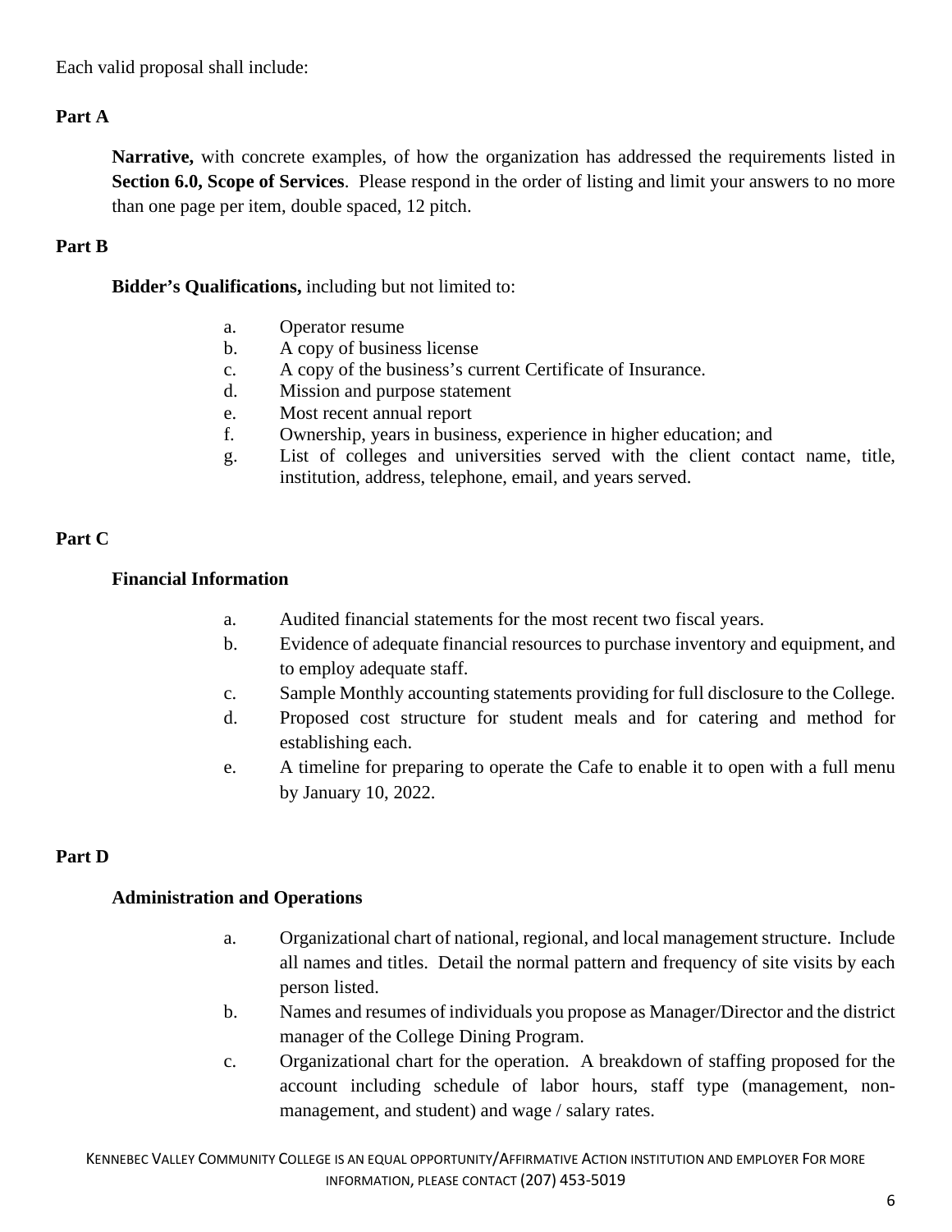Each valid proposal shall include:

**Part A**

**Narrative,** with concrete examples, of how the organization has addressed the requirements listed in **Section 6.0, Scope of Services**. Please respond in the order of listing and limit your answers to no more than one page per item, double spaced, 12 pitch.

**Part B**

**Bidder's Qualifications,** including but not limited to:

a. Operator resume
b. A copy of business license
c. A copy of the business's current Certificate of Insurance.
d. Mission and purpose statement
e. Most recent annual report
f. Ownership, years in business, experience in higher education; and
g. List of colleges and universities served with the client contact name, title, institution, address, telephone, email, and years served.

**Part C**

**Financial Information**

a. Audited financial statements for the most recent two fiscal years.
b. Evidence of adequate financial resources to purchase inventory and equipment, and to employ adequate staff.
c. Sample Monthly accounting statements providing for full disclosure to the College.
d. Proposed cost structure for student meals and for catering and method for establishing each.
e. A timeline for preparing to operate the Cafe to enable it to open with a full menu by January 10, 2022.

**Part D**

**Administration and Operations**

a. Organizational chart of national, regional, and local management structure. Include all names and titles. Detail the normal pattern and frequency of site visits by each person listed.
b. Names and resumes of individuals you propose as Manager/Director and the district manager of the College Dining Program.
c. Organizational chart for the operation. A breakdown of staffing proposed for the account including schedule of labor hours, staff type (management, non-management, and student) and wage / salary rates.

KENNEBEC VALLEY COMMUNITY COLLEGE IS AN EQUAL OPPORTUNITY/AFFIRMATIVE ACTION INSTITUTION AND EMPLOYER FOR MORE INFORMATION, PLEASE CONTACT (207) 453-5019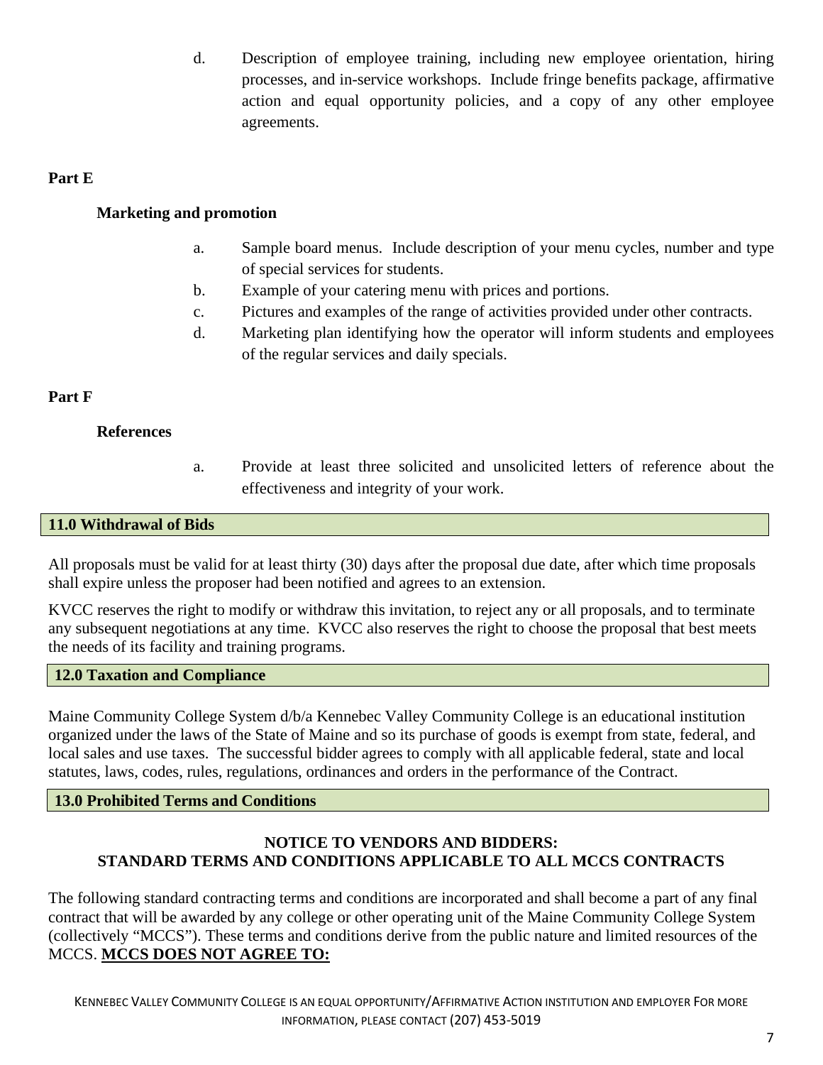d. Description of employee training, including new employee orientation, hiring processes, and in-service workshops. Include fringe benefits package, affirmative action and equal opportunity policies, and a copy of any other employee agreements.

**Part E**

**Marketing and promotion**

a. Sample board menus. Include description of your menu cycles, number and type of special services for students.
b. Example of your catering menu with prices and portions.
c. Pictures and examples of the range of activities provided under other contracts.
d. Marketing plan identifying how the operator will inform students and employees of the regular services and daily specials.

**Part F**

**References**

a. Provide at least three solicited and unsolicited letters of reference about the effectiveness and integrity of your work.

## 11.0 Withdrawal of Bids

All proposals must be valid for at least thirty (30) days after the proposal due date, after which time proposals shall expire unless the proposer had been notified and agrees to an extension.

KVCC reserves the right to modify or withdraw this invitation, to reject any or all proposals, and to terminate any subsequent negotiations at any time. KVCC also reserves the right to choose the proposal that best meets the needs of its facility and training programs.

## 12.0 Taxation and Compliance

Maine Community College System d/b/a Kennebec Valley Community College is an educational institution organized under the laws of the State of Maine and so its purchase of goods is exempt from state, federal, and local sales and use taxes. The successful bidder agrees to comply with all applicable federal, state and local statutes, laws, codes, rules, regulations, ordinances and orders in the performance of the Contract.

## 13.0 Prohibited Terms and Conditions

**NOTICE TO VENDORS AND BIDDERS:**
**STANDARD TERMS AND CONDITIONS APPLICABLE TO ALL MCCS CONTRACTS**

The following standard contracting terms and conditions are incorporated and shall become a part of any final contract that will be awarded by any college or other operating unit of the Maine Community College System (collectively "MCCS"). These terms and conditions derive from the public nature and limited resources of the MCCS. **MCCS DOES NOT AGREE TO:**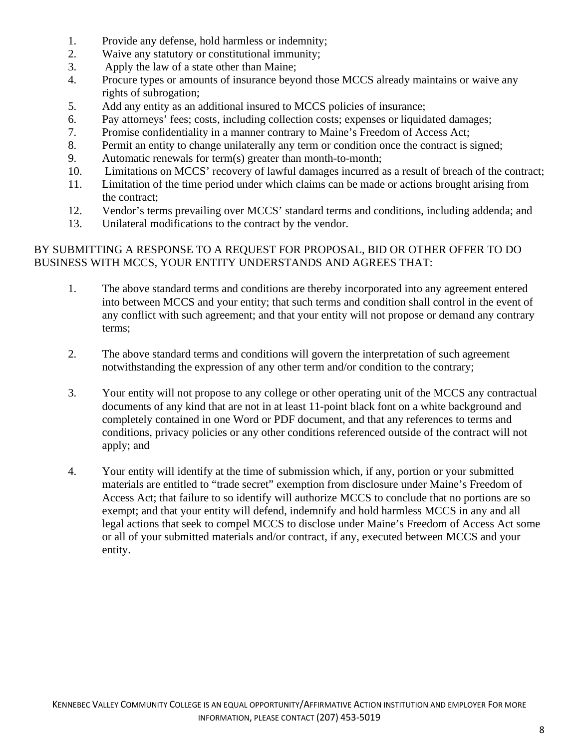1. Provide any defense, hold harmless or indemnity;
2. Waive any statutory or constitutional immunity;
3. Apply the law of a state other than Maine;
4. Procure types or amounts of insurance beyond those MCCS already maintains or waive any rights of subrogation;
5. Add any entity as an additional insured to MCCS policies of insurance;
6. Pay attorneys' fees; costs, including collection costs; expenses or liquidated damages;
7. Promise confidentiality in a manner contrary to Maine's Freedom of Access Act;
8. Permit an entity to change unilaterally any term or condition once the contract is signed;
9. Automatic renewals for term(s) greater than month-to-month;
10. Limitations on MCCS' recovery of lawful damages incurred as a result of breach of the contract;
11. Limitation of the time period under which claims can be made or actions brought arising from the contract;
12. Vendor's terms prevailing over MCCS' standard terms and conditions, including addenda; and
13. Unilateral modifications to the contract by the vendor.

BY SUBMITTING A RESPONSE TO A REQUEST FOR PROPOSAL, BID OR OTHER OFFER TO DO BUSINESS WITH MCCS, YOUR ENTITY UNDERSTANDS AND AGREES THAT:

1. The above standard terms and conditions are thereby incorporated into any agreement entered into between MCCS and your entity; that such terms and condition shall control in the event of any conflict with such agreement; and that your entity will not propose or demand any contrary terms;

2. The above standard terms and conditions will govern the interpretation of such agreement notwithstanding the expression of any other term and/or condition to the contrary;

3. Your entity will not propose to any college or other operating unit of the MCCS any contractual documents of any kind that are not in at least 11-point black font on a white background and completely contained in one Word or PDF document, and that any references to terms and conditions, privacy policies or any other conditions referenced outside of the contract will not apply; and

4. Your entity will identify at the time of submission which, if any, portion or your submitted materials are entitled to "trade secret" exemption from disclosure under Maine's Freedom of Access Act; that failure to so identify will authorize MCCS to conclude that no portions are so exempt; and that your entity will defend, indemnify and hold harmless MCCS in any and all legal actions that seek to compel MCCS to disclose under Maine's Freedom of Access Act some or all of your submitted materials and/or contract, if any, executed between MCCS and your entity.